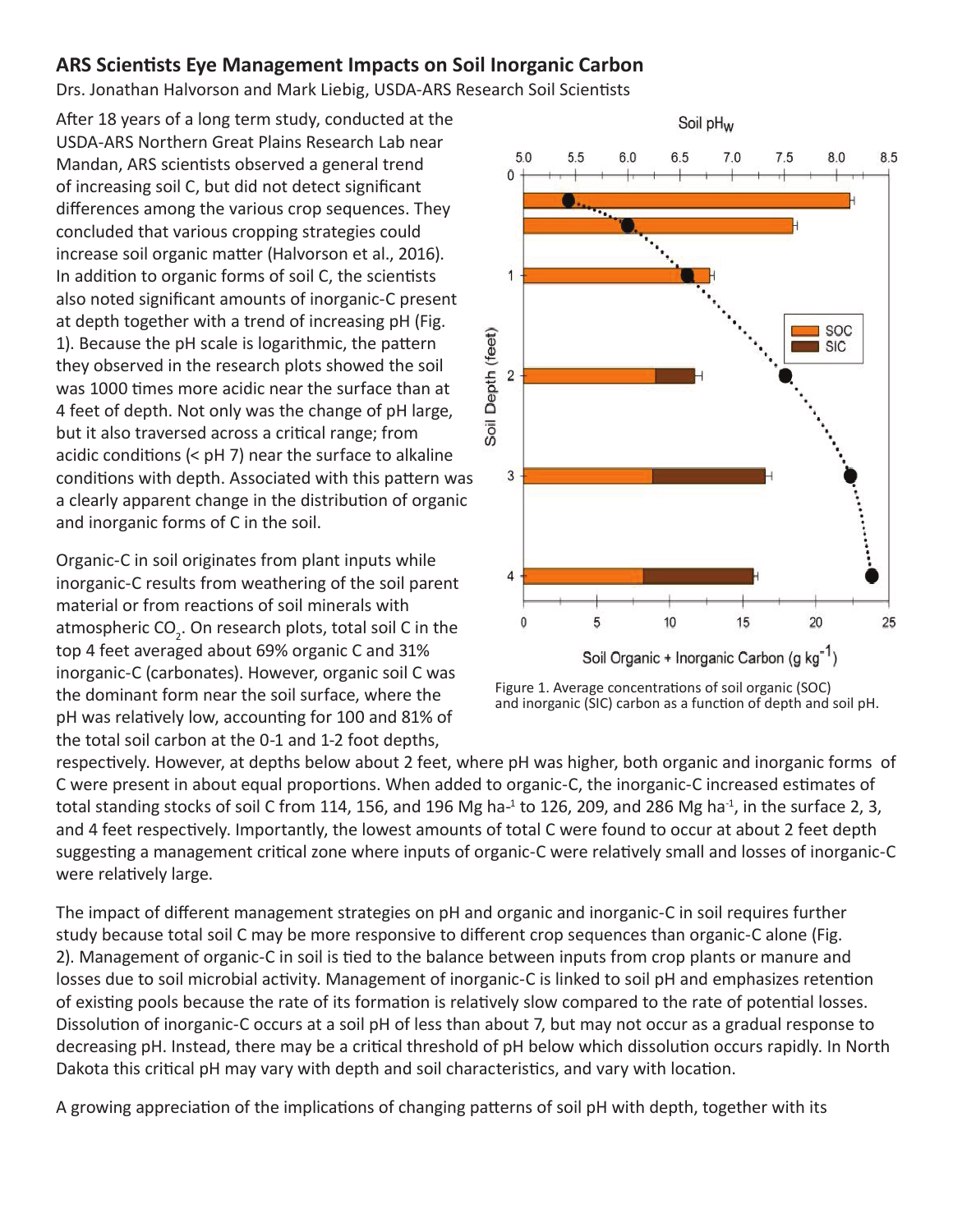## ARS Scientists Eye Management Impacts on Soil Inorganic Carbon

Drs. Jonathan Halvorson and Mark Liebig, USDA-ARS Research Soil Scientists

After 18 years of a long term study, conducted at the USDA-ARS Northern Great Plains Research Lab near Mandan, ARS scientists observed a general trend of increasing soil C, but did not detect significant differences among the various crop sequences. They concluded that various cropping strategies could increase soil organic matter (Halvorson et al., 2016). In addition to organic forms of soil C, the scientists also noted significant amounts of inorganic-C present at depth together with a trend of increasing pH (Fig. 1). Because the pH scale is logarithmic, the pattern they observed in the research plots showed the soil was 1000 times more acidic near the surface than at 4 feet of depth. Not only was the change of pH large, but it also traversed across a critical range; from acidic conditions (< pH 7) near the surface to alkaline conditions with depth. Associated with this pattern was a clearly apparent change in the distribution of organic and inorganic forms of C in the soil.

Figure 1. Average concentrations of soil organic (SOC) and inorganic (SIC) carbon as a function of depth and soil pH.

Organic-C in soil originates from plant inputs while inorganic-C results from weathering of the soil parent material or from reactions of soil minerals with atmospheric $CO_2$. On research plots, total soil C in the top 4 feet averaged about 69% organic C and 31% inorganic-C (carbonates). However, organic soil C was the dominant form near the soil surface, where the pH was relatively low, accounting for 100 and 81% of the total soil carbon at the 0-1 and 1-2 foot depths, respectively. However, at depths below about 2 feet, where pH was higher, both organic and inorganic forms of C were present in about equal proportions. When added to organic-C, the inorganic-C increased estimates of total standing stocks of soil C from 114, 156, and 196 Mg $ha^{-1}$ to 126, 209, and 286 Mg $ha^{-1}$, in the surface 2, 3, and 4 feet respectively. Importantly, the lowest amounts of total C were found to occur at about 2 feet depth suggesting a management critical zone where inputs of organic-C were relatively small and losses of inorganic-C were relatively large.

The impact of different management strategies on pH and organic and inorganic-C in soil requires further study because total soil C may be more responsive to different crop sequences than organic-C alone (Fig. 2). Management of organic-C in soil is tied to the balance between inputs from crop plants or manure and losses due to soil microbial activity. Management of inorganic-C is linked to soil pH and emphasizes retention of existing pools because the rate of its formation is relatively slow compared to the rate of potential losses. Dissolution of inorganic-C occurs at a soil pH of less than about 7, but may not occur as a gradual response to decreasing pH. Instead, there may be a critical threshold of pH below which dissolution occurs rapidly. In North Dakota this critical pH may vary with depth and soil characteristics, and vary with location.

A growing appreciation of the implications of changing patterns of soil pH with depth, together with its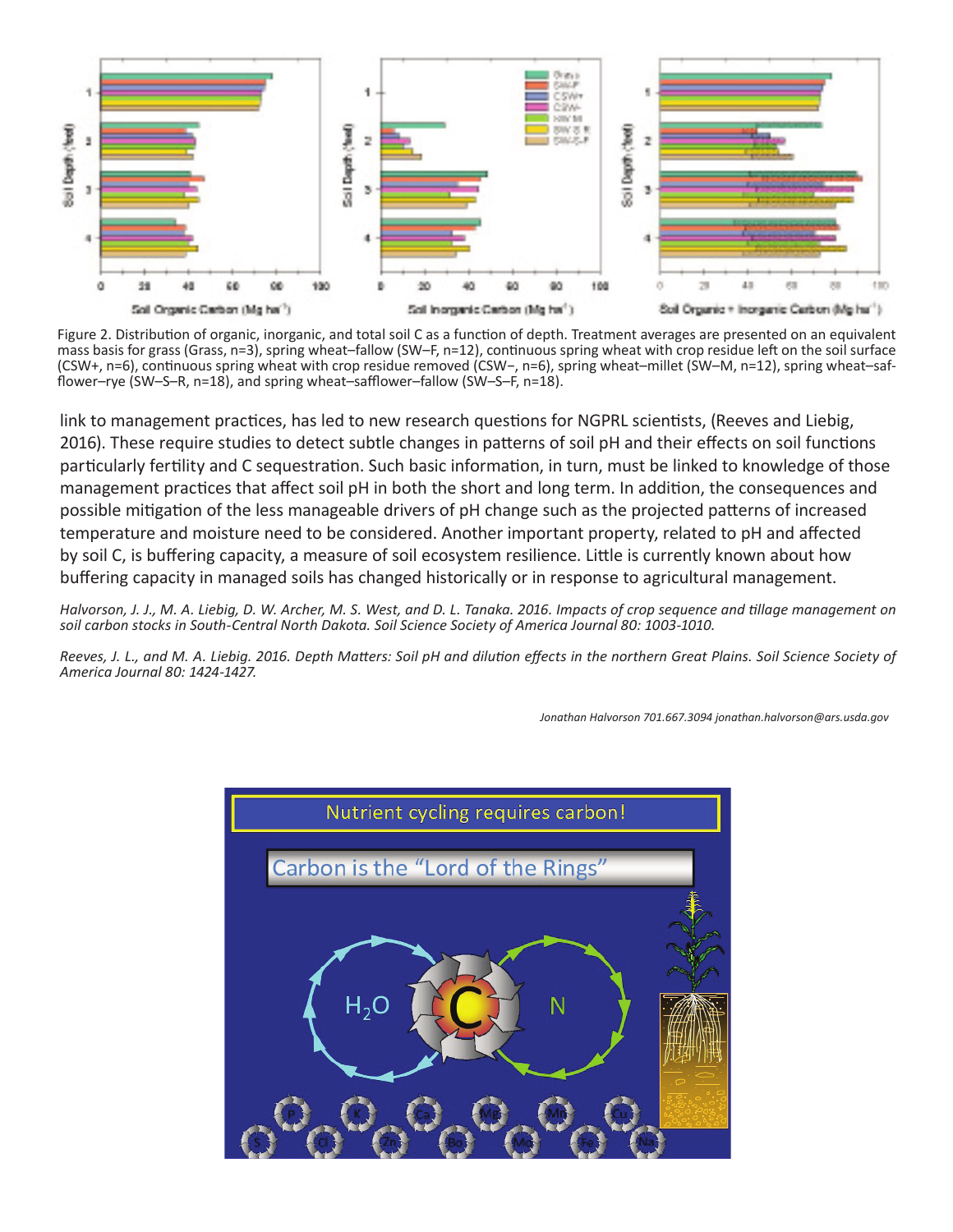1

2

3

4

Soil Depth (feet)

0 20 40 60 80 100

Soil Organic Carbon (Mg ha$^{-1}$)

Grass
SW-F
CSW+
CSW-
SW-M
SW-S-R
SW-S-F

Soil Inorganic Carbon (Mg ha$^{-1}$)

Soil Organic + Inorganic Carbon (Mg ha$^{-1}$)

Figure 2. Distribution of organic, inorganic, and total soil C as a function of depth. Treatment averages are presented on an equivalent mass basis for grass (Grass, n=3), spring wheat–fallow (SW–F, n=12), continuous spring wheat with crop residue left on the soil surface (CSW+, n=6), continuous spring wheat with crop residue removed (CSW−, n=6), spring wheat–millet (SW–M, n=12), spring wheat–safflower–rye (SW–S–R, n=18), and spring wheat–safflower–fallow (SW–S–F, n=18).

link to management practices, has led to new research questions for NGPRL scientists, (Reeves and Liebig, 2016). These require studies to detect subtle changes in patterns of soil pH and their effects on soil functions particularly fertility and C sequestration. Such basic information, in turn, must be linked to knowledge of those management practices that affect soil pH in both the short and long term. In addition, the consequences and possible mitigation of the less manageable drivers of pH change such as the projected patterns of increased temperature and moisture need to be considered. Another important property, related to pH and affected by soil C, is buffering capacity, a measure of soil ecosystem resilience. Little is currently known about how buffering capacity in managed soils has changed historically or in response to agricultural management.

*Halvorson, J. J., M. A. Liebig, D. W. Archer, M. S. West, and D. L. Tanaka. 2016. Impacts of crop sequence and tillage management on soil carbon stocks in South-Central North Dakota. Soil Science Society of America Journal 80: 1003-1010.*

*Reeves, J. L., and M. A. Liebig. 2016. Depth Matters: Soil pH and dilution effects in the northern Great Plains. Soil Science Society of America Journal 80: 1424-1427.*

*Jonathan Halvorson 701.667.3094 jonathan.halvorson@ars.usda.gov*

Nutrient cycling requires carbon!

Carbon is the "Lord of the Rings"

$H_2O$

C

N

P K Ca Mg Mn Cu

S Cl Zn Bo Mo Fe Na